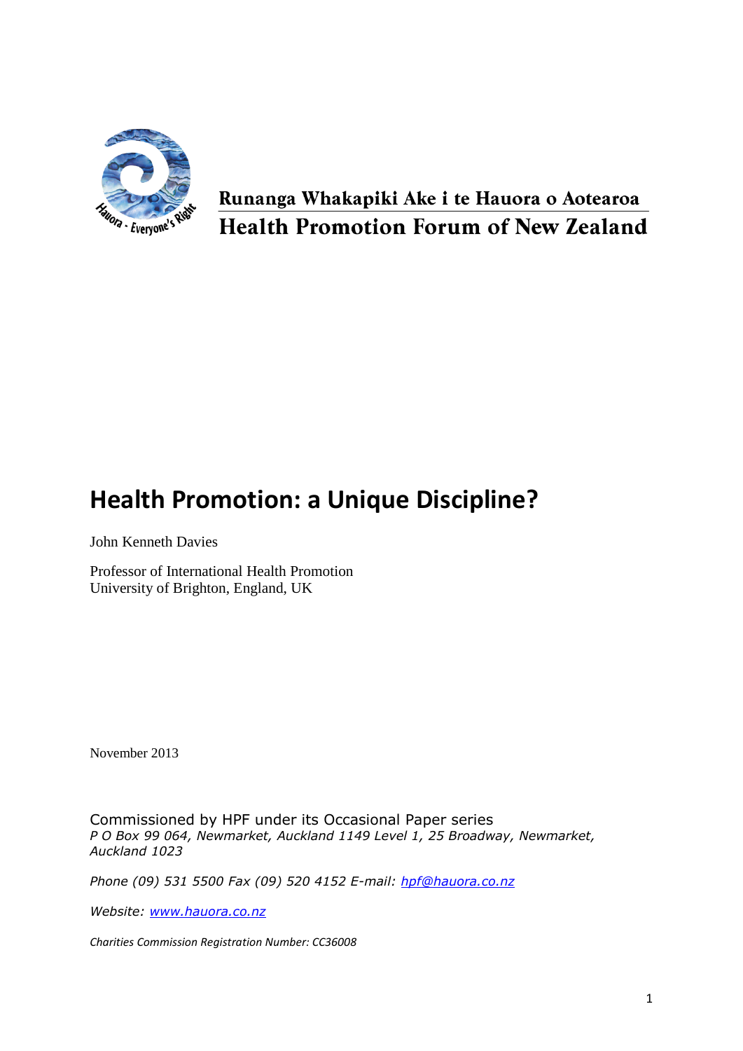Runanga Whakapiki Ake i te Hauora o Aotearoa

**Health Promotion Forum of New Zealand**

# Health Promotion: a Unique Discipline?

John Kenneth Davies

Professor of International Health Promotion
University of Brighton, England, UK

November 2013

Commissioned by HPF under its Occasional Paper series
*P O Box 99 064, Newmarket, Auckland 1149 Level 1, 25 Broadway, Newmarket, Auckland 1023*

*Phone (09) 531 5500 Fax (09) 520 4152 E-mail: hpf@hauora.co.nz*

*Website: www.hauora.co.nz*

*Charities Commission Registration Number: CC36008*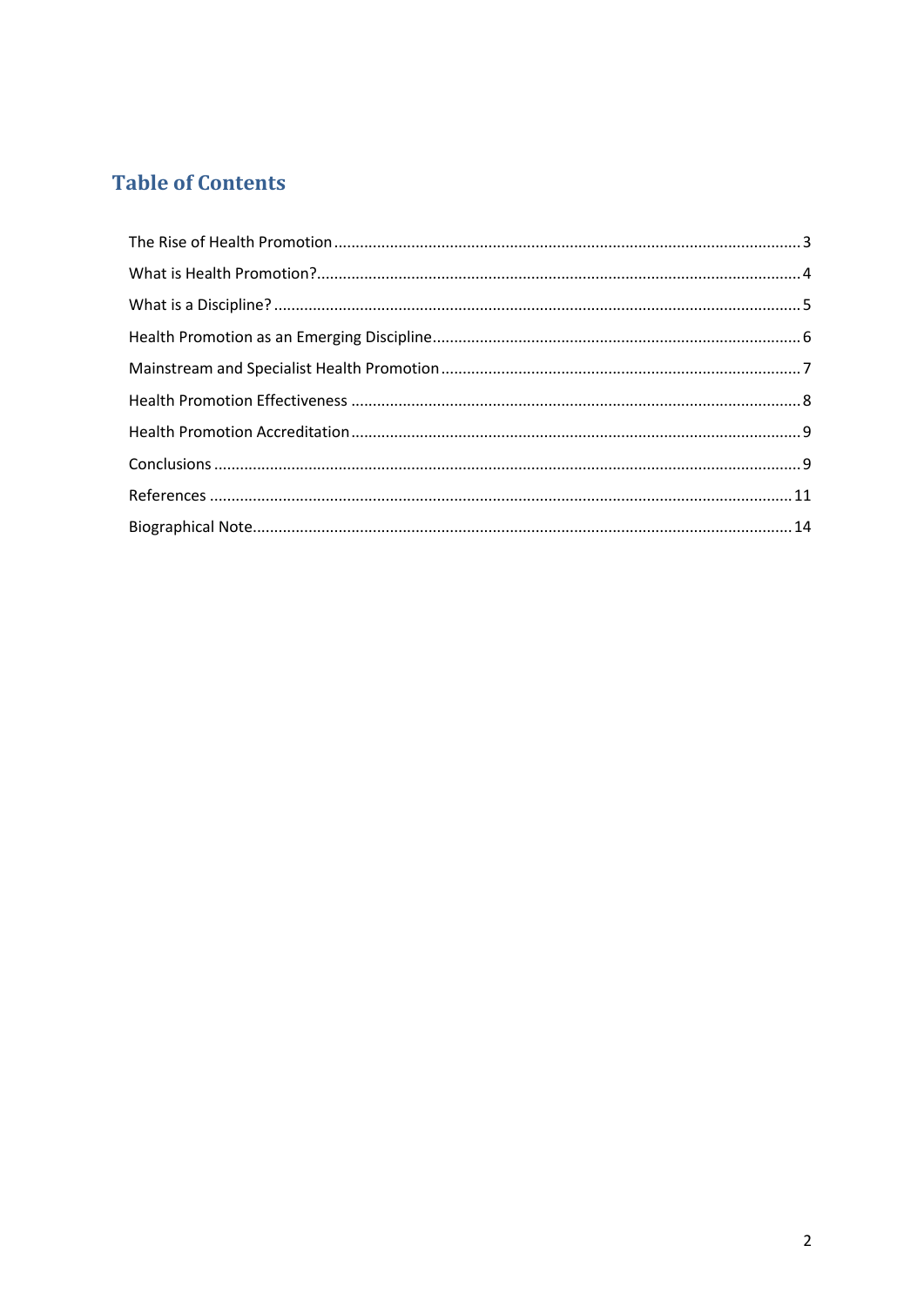## Table of Contents

The Rise of Health Promotion ........ 3
What is Health Promotion? ........ 4
What is a Discipline? ........ 5
Health Promotion as an Emerging Discipline ........ 6
Mainstream and Specialist Health Promotion ........ 7
Health Promotion Effectiveness ........ 8
Health Promotion Accreditation ........ 9
Conclusions ........ 9
References ........ 11
Biographical Note ........ 14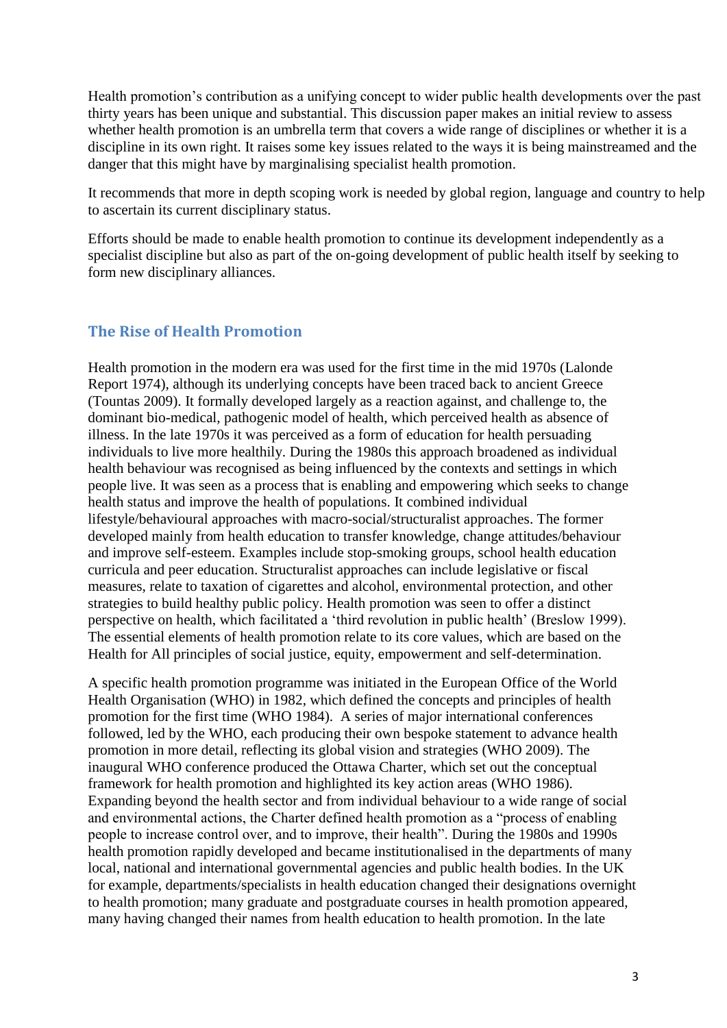Health promotion's contribution as a unifying concept to wider public health developments over the past thirty years has been unique and substantial. This discussion paper makes an initial review to assess whether health promotion is an umbrella term that covers a wide range of disciplines or whether it is a discipline in its own right. It raises some key issues related to the ways it is being mainstreamed and the danger that this might have by marginalising specialist health promotion.

It recommends that more in depth scoping work is needed by global region, language and country to help to ascertain its current disciplinary status.

Efforts should be made to enable health promotion to continue its development independently as a specialist discipline but also as part of the on-going development of public health itself by seeking to form new disciplinary alliances.

## The Rise of Health Promotion

Health promotion in the modern era was used for the first time in the mid 1970s (Lalonde Report 1974), although its underlying concepts have been traced back to ancient Greece (Tountas 2009). It formally developed largely as a reaction against, and challenge to, the dominant bio-medical, pathogenic model of health, which perceived health as absence of illness. In the late 1970s it was perceived as a form of education for health persuading individuals to live more healthily. During the 1980s this approach broadened as individual health behaviour was recognised as being influenced by the contexts and settings in which people live. It was seen as a process that is enabling and empowering which seeks to change health status and improve the health of populations. It combined individual lifestyle/behavioural approaches with macro-social/structuralist approaches. The former developed mainly from health education to transfer knowledge, change attitudes/behaviour and improve self-esteem. Examples include stop-smoking groups, school health education curricula and peer education. Structuralist approaches can include legislative or fiscal measures, relate to taxation of cigarettes and alcohol, environmental protection, and other strategies to build healthy public policy. Health promotion was seen to offer a distinct perspective on health, which facilitated a 'third revolution in public health' (Breslow 1999). The essential elements of health promotion relate to its core values, which are based on the Health for All principles of social justice, equity, empowerment and self-determination.

A specific health promotion programme was initiated in the European Office of the World Health Organisation (WHO) in 1982, which defined the concepts and principles of health promotion for the first time (WHO 1984). A series of major international conferences followed, led by the WHO, each producing their own bespoke statement to advance health promotion in more detail, reflecting its global vision and strategies (WHO 2009). The inaugural WHO conference produced the Ottawa Charter, which set out the conceptual framework for health promotion and highlighted its key action areas (WHO 1986). Expanding beyond the health sector and from individual behaviour to a wide range of social and environmental actions, the Charter defined health promotion as a "process of enabling people to increase control over, and to improve, their health". During the 1980s and 1990s health promotion rapidly developed and became institutionalised in the departments of many local, national and international governmental agencies and public health bodies. In the UK for example, departments/specialists in health education changed their designations overnight to health promotion; many graduate and postgraduate courses in health promotion appeared, many having changed their names from health education to health promotion. In the late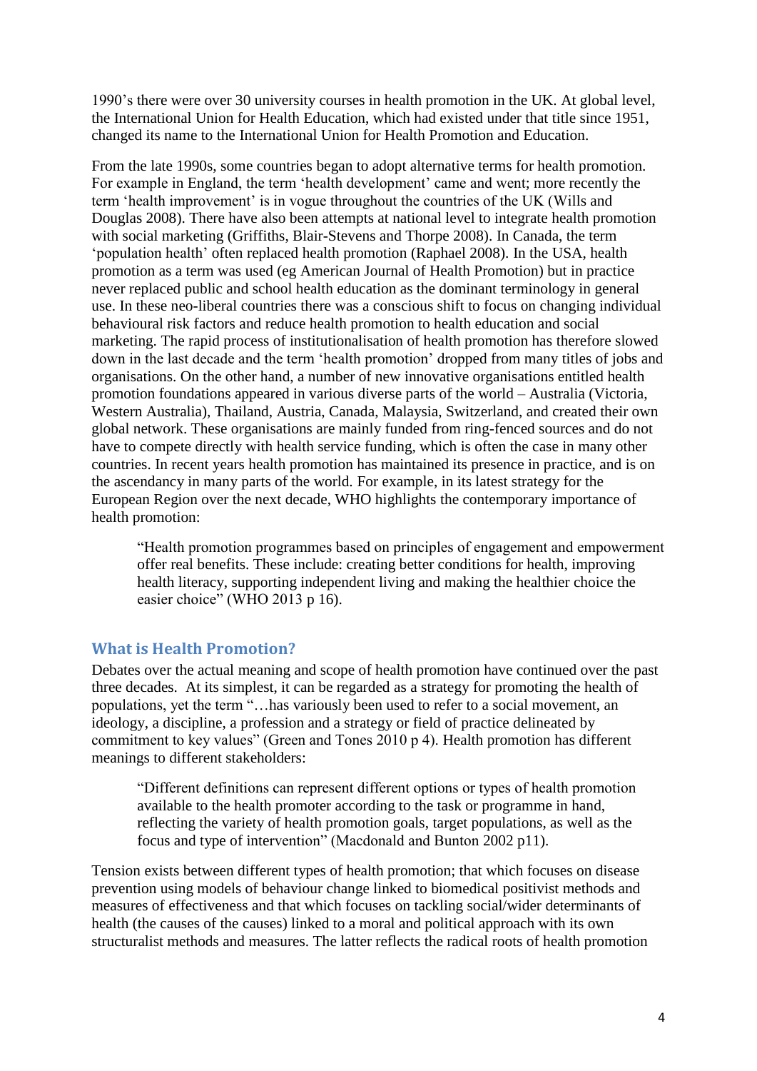1990's there were over 30 university courses in health promotion in the UK. At global level, the International Union for Health Education, which had existed under that title since 1951, changed its name to the International Union for Health Promotion and Education.

From the late 1990s, some countries began to adopt alternative terms for health promotion. For example in England, the term 'health development' came and went; more recently the term 'health improvement' is in vogue throughout the countries of the UK (Wills and Douglas 2008). There have also been attempts at national level to integrate health promotion with social marketing (Griffiths, Blair-Stevens and Thorpe 2008). In Canada, the term 'population health' often replaced health promotion (Raphael 2008). In the USA, health promotion as a term was used (eg American Journal of Health Promotion) but in practice never replaced public and school health education as the dominant terminology in general use. In these neo-liberal countries there was a conscious shift to focus on changing individual behavioural risk factors and reduce health promotion to health education and social marketing. The rapid process of institutionalisation of health promotion has therefore slowed down in the last decade and the term 'health promotion' dropped from many titles of jobs and organisations. On the other hand, a number of new innovative organisations entitled health promotion foundations appeared in various diverse parts of the world – Australia (Victoria, Western Australia), Thailand, Austria, Canada, Malaysia, Switzerland, and created their own global network. These organisations are mainly funded from ring-fenced sources and do not have to compete directly with health service funding, which is often the case in many other countries. In recent years health promotion has maintained its presence in practice, and is on the ascendancy in many parts of the world. For example, in its latest strategy for the European Region over the next decade, WHO highlights the contemporary importance of health promotion:

> "Health promotion programmes based on principles of engagement and empowerment offer real benefits. These include: creating better conditions for health, improving health literacy, supporting independent living and making the healthier choice the easier choice" (WHO 2013 p 16).

## What is Health Promotion?

Debates over the actual meaning and scope of health promotion have continued over the past three decades. At its simplest, it can be regarded as a strategy for promoting the health of populations, yet the term "…has variously been used to refer to a social movement, an ideology, a discipline, a profession and a strategy or field of practice delineated by commitment to key values" (Green and Tones 2010 p 4). Health promotion has different meanings to different stakeholders:

> "Different definitions can represent different options or types of health promotion available to the health promoter according to the task or programme in hand, reflecting the variety of health promotion goals, target populations, as well as the focus and type of intervention" (Macdonald and Bunton 2002 p11).

Tension exists between different types of health promotion; that which focuses on disease prevention using models of behaviour change linked to biomedical positivist methods and measures of effectiveness and that which focuses on tackling social/wider determinants of health (the causes of the causes) linked to a moral and political approach with its own structuralist methods and measures. The latter reflects the radical roots of health promotion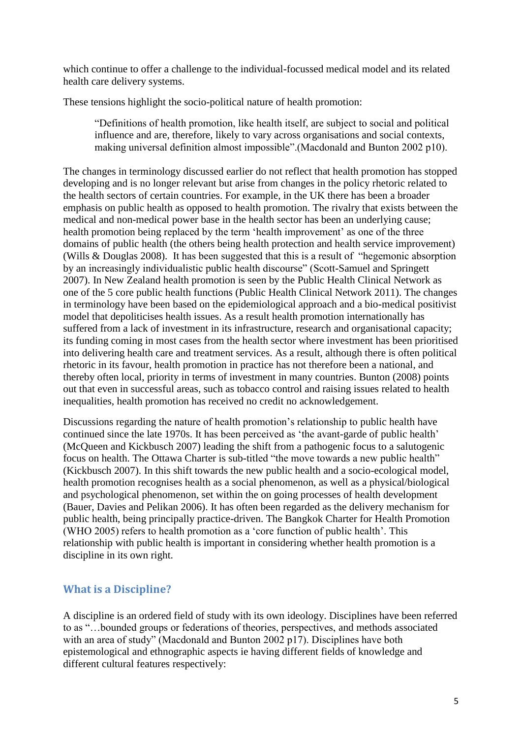which continue to offer a challenge to the individual-focussed medical model and its related health care delivery systems.

These tensions highlight the socio-political nature of health promotion:

> "Definitions of health promotion, like health itself, are subject to social and political influence and are, therefore, likely to vary across organisations and social contexts, making universal definition almost impossible".(Macdonald and Bunton 2002 p10).

The changes in terminology discussed earlier do not reflect that health promotion has stopped developing and is no longer relevant but arise from changes in the policy rhetoric related to the health sectors of certain countries. For example, in the UK there has been a broader emphasis on public health as opposed to health promotion. The rivalry that exists between the medical and non-medical power base in the health sector has been an underlying cause; health promotion being replaced by the term 'health improvement' as one of the three domains of public health (the others being health protection and health service improvement) (Wills & Douglas 2008). It has been suggested that this is a result of "hegemonic absorption by an increasingly individualistic public health discourse" (Scott-Samuel and Springett 2007). In New Zealand health promotion is seen by the Public Health Clinical Network as one of the 5 core public health functions (Public Health Clinical Network 2011). The changes in terminology have been based on the epidemiological approach and a bio-medical positivist model that depoliticises health issues. As a result health promotion internationally has suffered from a lack of investment in its infrastructure, research and organisational capacity; its funding coming in most cases from the health sector where investment has been prioritised into delivering health care and treatment services. As a result, although there is often political rhetoric in its favour, health promotion in practice has not therefore been a national, and thereby often local, priority in terms of investment in many countries. Bunton (2008) points out that even in successful areas, such as tobacco control and raising issues related to health inequalities, health promotion has received no credit no acknowledgement.

Discussions regarding the nature of health promotion's relationship to public health have continued since the late 1970s. It has been perceived as 'the avant-garde of public health' (McQueen and Kickbusch 2007) leading the shift from a pathogenic focus to a salutogenic focus on health. The Ottawa Charter is sub-titled "the move towards a new public health" (Kickbusch 2007). In this shift towards the new public health and a socio-ecological model, health promotion recognises health as a social phenomenon, as well as a physical/biological and psychological phenomenon, set within the on going processes of health development (Bauer, Davies and Pelikan 2006). It has often been regarded as the delivery mechanism for public health, being principally practice-driven. The Bangkok Charter for Health Promotion (WHO 2005) refers to health promotion as a 'core function of public health'. This relationship with public health is important in considering whether health promotion is a discipline in its own right.

## What is a Discipline?

A discipline is an ordered field of study with its own ideology. Disciplines have been referred to as "…bounded groups or federations of theories, perspectives, and methods associated with an area of study" (Macdonald and Bunton 2002 p17). Disciplines have both epistemological and ethnographic aspects ie having different fields of knowledge and different cultural features respectively: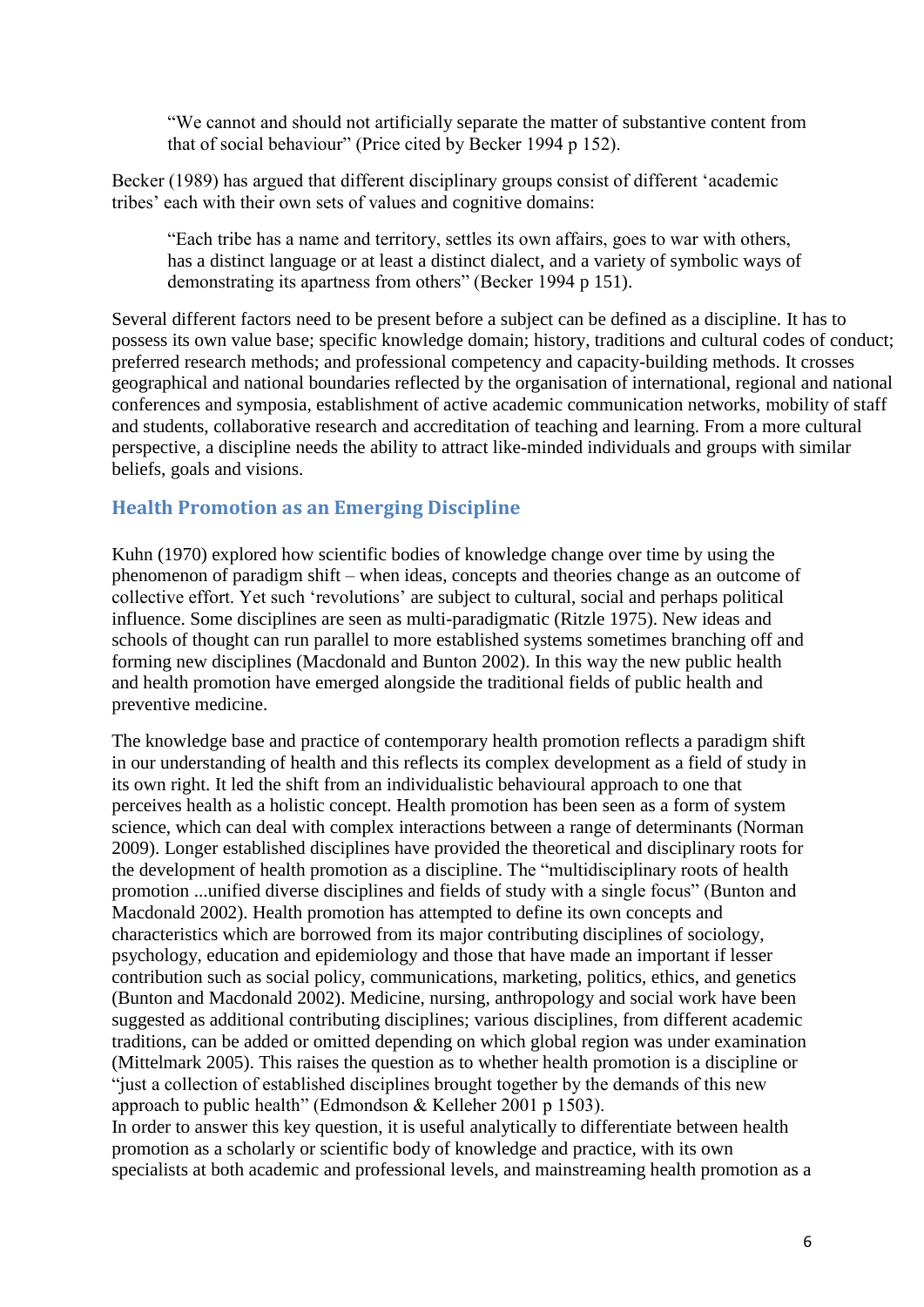> "We cannot and should not artificially separate the matter of substantive content from that of social behaviour" (Price cited by Becker 1994 p 152).

Becker (1989) has argued that different disciplinary groups consist of different 'academic tribes' each with their own sets of values and cognitive domains:

> "Each tribe has a name and territory, settles its own affairs, goes to war with others, has a distinct language or at least a distinct dialect, and a variety of symbolic ways of demonstrating its apartness from others" (Becker 1994 p 151).

Several different factors need to be present before a subject can be defined as a discipline. It has to possess its own value base; specific knowledge domain; history, traditions and cultural codes of conduct; preferred research methods; and professional competency and capacity-building methods. It crosses geographical and national boundaries reflected by the organisation of international, regional and national conferences and symposia, establishment of active academic communication networks, mobility of staff and students, collaborative research and accreditation of teaching and learning. From a more cultural perspective, a discipline needs the ability to attract like-minded individuals and groups with similar beliefs, goals and visions.

## Health Promotion as an Emerging Discipline

Kuhn (1970) explored how scientific bodies of knowledge change over time by using the phenomenon of paradigm shift – when ideas, concepts and theories change as an outcome of collective effort. Yet such 'revolutions' are subject to cultural, social and perhaps political influence. Some disciplines are seen as multi-paradigmatic (Ritzle 1975). New ideas and schools of thought can run parallel to more established systems sometimes branching off and forming new disciplines (Macdonald and Bunton 2002). In this way the new public health and health promotion have emerged alongside the traditional fields of public health and preventive medicine.

The knowledge base and practice of contemporary health promotion reflects a paradigm shift in our understanding of health and this reflects its complex development as a field of study in its own right. It led the shift from an individualistic behavioural approach to one that perceives health as a holistic concept. Health promotion has been seen as a form of system science, which can deal with complex interactions between a range of determinants (Norman 2009). Longer established disciplines have provided the theoretical and disciplinary roots for the development of health promotion as a discipline. The "multidisciplinary roots of health promotion ...unified diverse disciplines and fields of study with a single focus" (Bunton and Macdonald 2002). Health promotion has attempted to define its own concepts and characteristics which are borrowed from its major contributing disciplines of sociology, psychology, education and epidemiology and those that have made an important if lesser contribution such as social policy, communications, marketing, politics, ethics, and genetics (Bunton and Macdonald 2002). Medicine, nursing, anthropology and social work have been suggested as additional contributing disciplines; various disciplines, from different academic traditions, can be added or omitted depending on which global region was under examination (Mittelmark 2005). This raises the question as to whether health promotion is a discipline or "just a collection of established disciplines brought together by the demands of this new approach to public health" (Edmondson & Kelleher 2001 p 1503).

In order to answer this key question, it is useful analytically to differentiate between health promotion as a scholarly or scientific body of knowledge and practice, with its own specialists at both academic and professional levels, and mainstreaming health promotion as a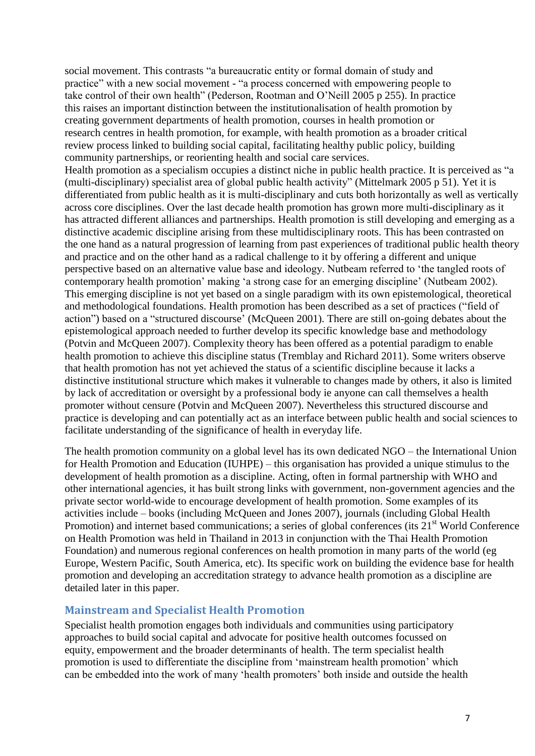social movement. This contrasts "a bureaucratic entity or formal domain of study and practice" with a new social movement - "a process concerned with empowering people to take control of their own health" (Pederson, Rootman and O'Neill 2005 p 255). In practice this raises an important distinction between the institutionalisation of health promotion by creating government departments of health promotion, courses in health promotion or research centres in health promotion, for example, with health promotion as a broader critical review process linked to building social capital, facilitating healthy public policy, building community partnerships, or reorienting health and social care services.

Health promotion as a specialism occupies a distinct niche in public health practice. It is perceived as "a (multi-disciplinary) specialist area of global public health activity" (Mittelmark 2005 p 51). Yet it is differentiated from public health as it is multi-disciplinary and cuts both horizontally as well as vertically across core disciplines. Over the last decade health promotion has grown more multi-disciplinary as it has attracted different alliances and partnerships. Health promotion is still developing and emerging as a distinctive academic discipline arising from these multidisciplinary roots. This has been contrasted on the one hand as a natural progression of learning from past experiences of traditional public health theory and practice and on the other hand as a radical challenge to it by offering a different and unique perspective based on an alternative value base and ideology. Nutbeam referred to 'the tangled roots of contemporary health promotion' making 'a strong case for an emerging discipline' (Nutbeam 2002). This emerging discipline is not yet based on a single paradigm with its own epistemological, theoretical and methodological foundations. Health promotion has been described as a set of practices ("field of action") based on a "structured discourse' (McQueen 2001). There are still on-going debates about the epistemological approach needed to further develop its specific knowledge base and methodology (Potvin and McQueen 2007). Complexity theory has been offered as a potential paradigm to enable health promotion to achieve this discipline status (Tremblay and Richard 2011). Some writers observe that health promotion has not yet achieved the status of a scientific discipline because it lacks a distinctive institutional structure which makes it vulnerable to changes made by others, it also is limited by lack of accreditation or oversight by a professional body ie anyone can call themselves a health promoter without censure (Potvin and McQueen 2007). Nevertheless this structured discourse and practice is developing and can potentially act as an interface between public health and social sciences to facilitate understanding of the significance of health in everyday life.

The health promotion community on a global level has its own dedicated NGO – the International Union for Health Promotion and Education (IUHPE) – this organisation has provided a unique stimulus to the development of health promotion as a discipline. Acting, often in formal partnership with WHO and other international agencies, it has built strong links with government, non-government agencies and the private sector world-wide to encourage development of health promotion. Some examples of its activities include – books (including McQueen and Jones 2007), journals (including Global Health Promotion) and internet based communications; a series of global conferences (its 21st World Conference on Health Promotion was held in Thailand in 2013 in conjunction with the Thai Health Promotion Foundation) and numerous regional conferences on health promotion in many parts of the world (eg Europe, Western Pacific, South America, etc). Its specific work on building the evidence base for health promotion and developing an accreditation strategy to advance health promotion as a discipline are detailed later in this paper.

## Mainstream and Specialist Health Promotion

Specialist health promotion engages both individuals and communities using participatory approaches to build social capital and advocate for positive health outcomes focussed on equity, empowerment and the broader determinants of health. The term specialist health promotion is used to differentiate the discipline from 'mainstream health promotion' which can be embedded into the work of many 'health promoters' both inside and outside the health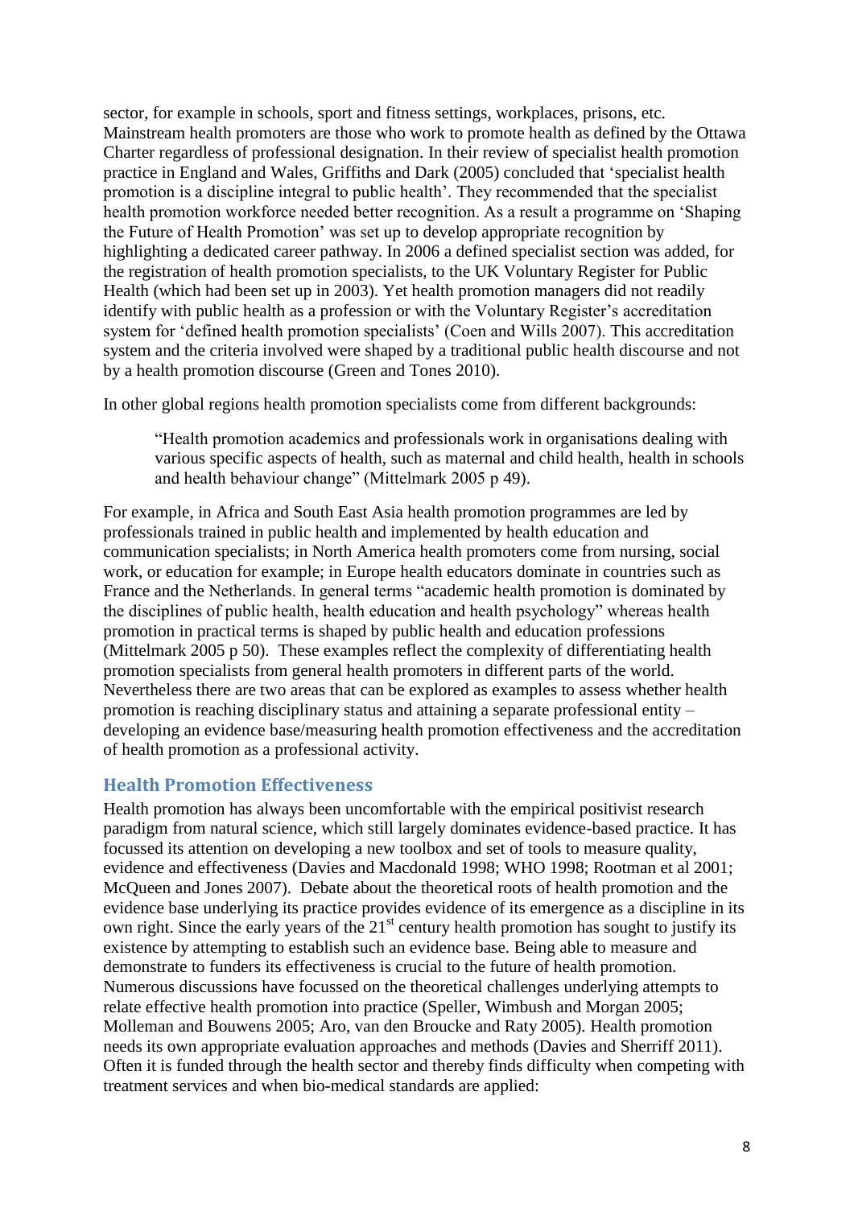sector, for example in schools, sport and fitness settings, workplaces, prisons, etc. Mainstream health promoters are those who work to promote health as defined by the Ottawa Charter regardless of professional designation. In their review of specialist health promotion practice in England and Wales, Griffiths and Dark (2005) concluded that 'specialist health promotion is a discipline integral to public health'. They recommended that the specialist health promotion workforce needed better recognition. As a result a programme on 'Shaping the Future of Health Promotion' was set up to develop appropriate recognition by highlighting a dedicated career pathway. In 2006 a defined specialist section was added, for the registration of health promotion specialists, to the UK Voluntary Register for Public Health (which had been set up in 2003). Yet health promotion managers did not readily identify with public health as a profession or with the Voluntary Register's accreditation system for 'defined health promotion specialists' (Coen and Wills 2007). This accreditation system and the criteria involved were shaped by a traditional public health discourse and not by a health promotion discourse (Green and Tones 2010).

In other global regions health promotion specialists come from different backgrounds:

> "Health promotion academics and professionals work in organisations dealing with various specific aspects of health, such as maternal and child health, health in schools and health behaviour change" (Mittelmark 2005 p 49).

For example, in Africa and South East Asia health promotion programmes are led by professionals trained in public health and implemented by health education and communication specialists; in North America health promoters come from nursing, social work, or education for example; in Europe health educators dominate in countries such as France and the Netherlands. In general terms "academic health promotion is dominated by the disciplines of public health, health education and health psychology" whereas health promotion in practical terms is shaped by public health and education professions (Mittelmark 2005 p 50). These examples reflect the complexity of differentiating health promotion specialists from general health promoters in different parts of the world. Nevertheless there are two areas that can be explored as examples to assess whether health promotion is reaching disciplinary status and attaining a separate professional entity – developing an evidence base/measuring health promotion effectiveness and the accreditation of health promotion as a professional activity.

## Health Promotion Effectiveness

Health promotion has always been uncomfortable with the empirical positivist research paradigm from natural science, which still largely dominates evidence-based practice. It has focussed its attention on developing a new toolbox and set of tools to measure quality, evidence and effectiveness (Davies and Macdonald 1998; WHO 1998; Rootman et al 2001; McQueen and Jones 2007). Debate about the theoretical roots of health promotion and the evidence base underlying its practice provides evidence of its emergence as a discipline in its own right. Since the early years of the 21st century health promotion has sought to justify its existence by attempting to establish such an evidence base. Being able to measure and demonstrate to funders its effectiveness is crucial to the future of health promotion. Numerous discussions have focussed on the theoretical challenges underlying attempts to relate effective health promotion into practice (Speller, Wimbush and Morgan 2005; Molleman and Bouwens 2005; Aro, van den Broucke and Raty 2005). Health promotion needs its own appropriate evaluation approaches and methods (Davies and Sherriff 2011). Often it is funded through the health sector and thereby finds difficulty when competing with treatment services and when bio-medical standards are applied: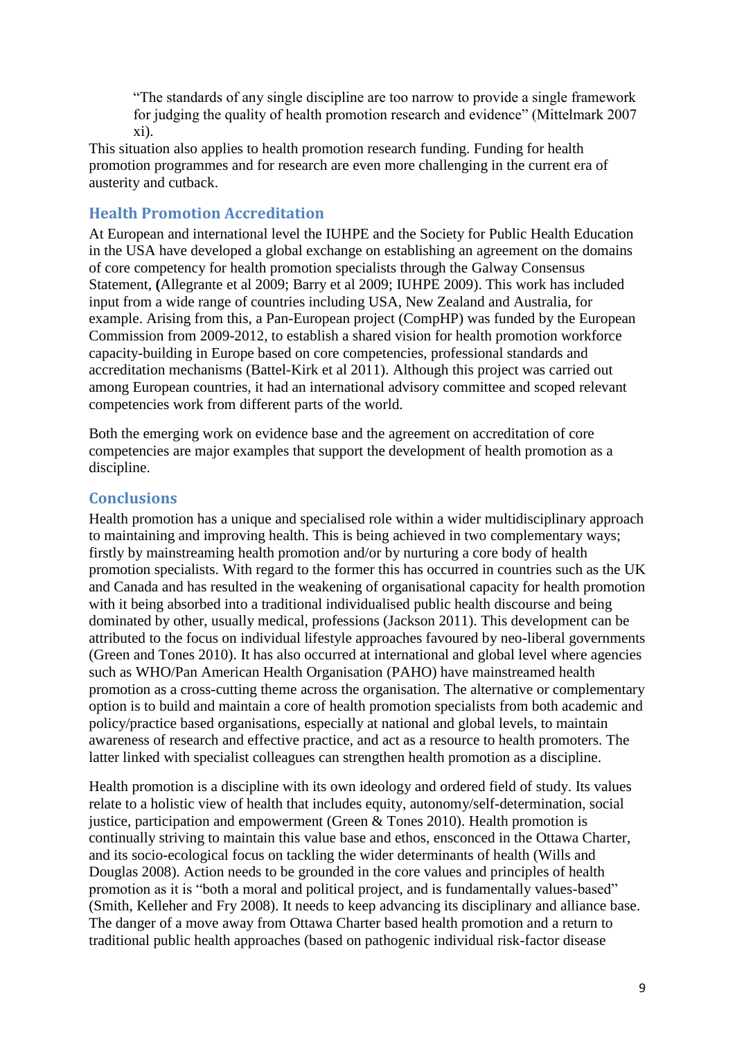> "The standards of any single discipline are too narrow to provide a single framework for judging the quality of health promotion research and evidence" (Mittelmark 2007 xi).

This situation also applies to health promotion research funding. Funding for health promotion programmes and for research are even more challenging in the current era of austerity and cutback.

## Health Promotion Accreditation

At European and international level the IUHPE and the Society for Public Health Education in the USA have developed a global exchange on establishing an agreement on the domains of core competency for health promotion specialists through the Galway Consensus Statement, **(**Allegrante et al 2009; Barry et al 2009; IUHPE 2009). This work has included input from a wide range of countries including USA, New Zealand and Australia, for example. Arising from this, a Pan-European project (CompHP) was funded by the European Commission from 2009-2012, to establish a shared vision for health promotion workforce capacity-building in Europe based on core competencies, professional standards and accreditation mechanisms (Battel-Kirk et al 2011). Although this project was carried out among European countries, it had an international advisory committee and scoped relevant competencies work from different parts of the world.

Both the emerging work on evidence base and the agreement on accreditation of core competencies are major examples that support the development of health promotion as a discipline.

## Conclusions

Health promotion has a unique and specialised role within a wider multidisciplinary approach to maintaining and improving health. This is being achieved in two complementary ways; firstly by mainstreaming health promotion and/or by nurturing a core body of health promotion specialists. With regard to the former this has occurred in countries such as the UK and Canada and has resulted in the weakening of organisational capacity for health promotion with it being absorbed into a traditional individualised public health discourse and being dominated by other, usually medical, professions (Jackson 2011). This development can be attributed to the focus on individual lifestyle approaches favoured by neo-liberal governments (Green and Tones 2010). It has also occurred at international and global level where agencies such as WHO/Pan American Health Organisation (PAHO) have mainstreamed health promotion as a cross-cutting theme across the organisation. The alternative or complementary option is to build and maintain a core of health promotion specialists from both academic and policy/practice based organisations, especially at national and global levels, to maintain awareness of research and effective practice, and act as a resource to health promoters. The latter linked with specialist colleagues can strengthen health promotion as a discipline.

Health promotion is a discipline with its own ideology and ordered field of study. Its values relate to a holistic view of health that includes equity, autonomy/self-determination, social justice, participation and empowerment (Green & Tones 2010). Health promotion is continually striving to maintain this value base and ethos, ensconced in the Ottawa Charter, and its socio-ecological focus on tackling the wider determinants of health (Wills and Douglas 2008). Action needs to be grounded in the core values and principles of health promotion as it is "both a moral and political project, and is fundamentally values-based" (Smith, Kelleher and Fry 2008). It needs to keep advancing its disciplinary and alliance base. The danger of a move away from Ottawa Charter based health promotion and a return to traditional public health approaches (based on pathogenic individual risk-factor disease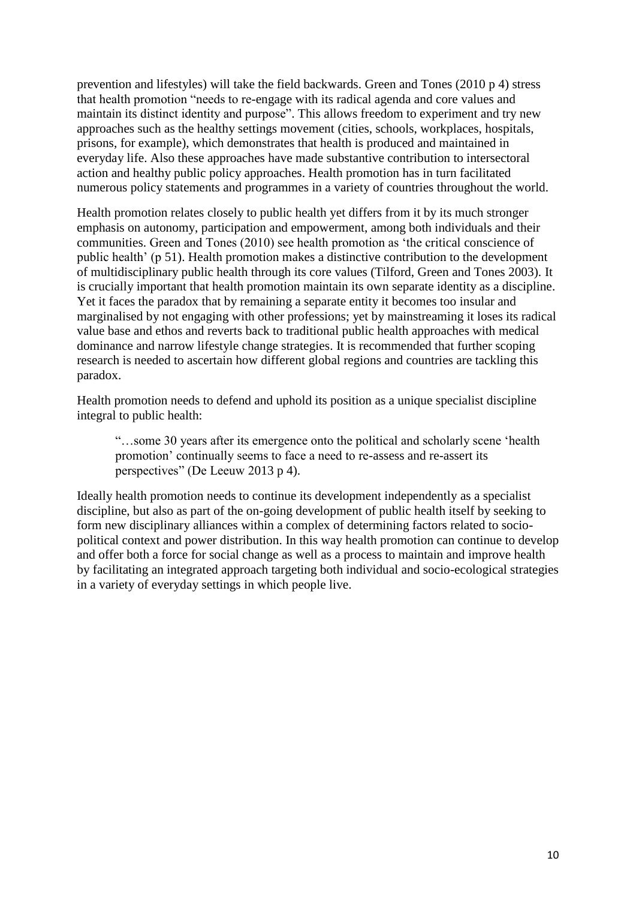prevention and lifestyles) will take the field backwards. Green and Tones (2010 p 4) stress that health promotion "needs to re-engage with its radical agenda and core values and maintain its distinct identity and purpose". This allows freedom to experiment and try new approaches such as the healthy settings movement (cities, schools, workplaces, hospitals, prisons, for example), which demonstrates that health is produced and maintained in everyday life. Also these approaches have made substantive contribution to intersectoral action and healthy public policy approaches. Health promotion has in turn facilitated numerous policy statements and programmes in a variety of countries throughout the world.

Health promotion relates closely to public health yet differs from it by its much stronger emphasis on autonomy, participation and empowerment, among both individuals and their communities. Green and Tones (2010) see health promotion as 'the critical conscience of public health' (p 51). Health promotion makes a distinctive contribution to the development of multidisciplinary public health through its core values (Tilford, Green and Tones 2003). It is crucially important that health promotion maintain its own separate identity as a discipline. Yet it faces the paradox that by remaining a separate entity it becomes too insular and marginalised by not engaging with other professions; yet by mainstreaming it loses its radical value base and ethos and reverts back to traditional public health approaches with medical dominance and narrow lifestyle change strategies. It is recommended that further scoping research is needed to ascertain how different global regions and countries are tackling this paradox.

Health promotion needs to defend and uphold its position as a unique specialist discipline integral to public health:

> "…some 30 years after its emergence onto the political and scholarly scene 'health promotion' continually seems to face a need to re-assess and re-assert its perspectives" (De Leeuw 2013 p 4).

Ideally health promotion needs to continue its development independently as a specialist discipline, but also as part of the on-going development of public health itself by seeking to form new disciplinary alliances within a complex of determining factors related to socio-political context and power distribution. In this way health promotion can continue to develop and offer both a force for social change as well as a process to maintain and improve health by facilitating an integrated approach targeting both individual and socio-ecological strategies in a variety of everyday settings in which people live.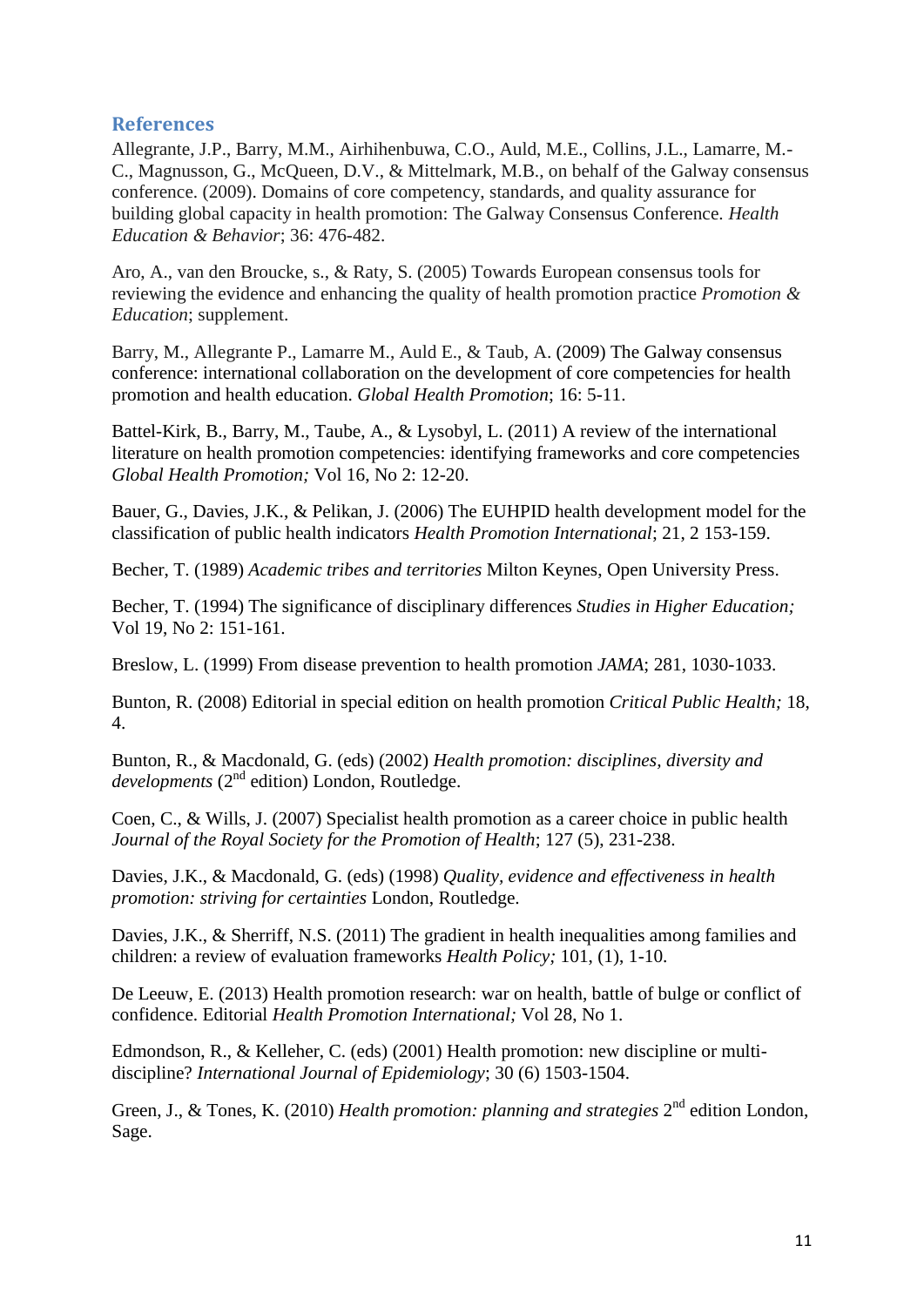## References

Allegrante, J.P., Barry, M.M., Airhihenbuwa, C.O., Auld, M.E., Collins, J.L., Lamarre, M.-C., Magnusson, G., McQueen, D.V., & Mittelmark, M.B., on behalf of the Galway consensus conference. (2009). Domains of core competency, standards, and quality assurance for building global capacity in health promotion: The Galway Consensus Conference. *Health Education & Behavior*; 36: 476-482.

Aro, A., van den Broucke, s., & Raty, S. (2005) Towards European consensus tools for reviewing the evidence and enhancing the quality of health promotion practice *Promotion & Education*; supplement.

Barry, M., Allegrante P., Lamarre M., Auld E., & Taub, A. (2009) The Galway consensus conference: international collaboration on the development of core competencies for health promotion and health education. *Global Health Promotion*; 16: 5-11.

Battel-Kirk, B., Barry, M., Taube, A., & Lysobyl, L. (2011) A review of the international literature on health promotion competencies: identifying frameworks and core competencies *Global Health Promotion;* Vol 16, No 2: 12-20.

Bauer, G., Davies, J.K., & Pelikan, J. (2006) The EUHPID health development model for the classification of public health indicators *Health Promotion International*; 21, 2 153-159.

Becher, T. (1989) *Academic tribes and territories* Milton Keynes, Open University Press.

Becher, T. (1994) The significance of disciplinary differences *Studies in Higher Education;* Vol 19, No 2: 151-161.

Breslow, L. (1999) From disease prevention to health promotion *JAMA*; 281, 1030-1033.

Bunton, R. (2008) Editorial in special edition on health promotion *Critical Public Health;* 18, 4.

Bunton, R., & Macdonald, G. (eds) (2002) *Health promotion: disciplines, diversity and developments* (2nd edition) London, Routledge.

Coen, C., & Wills, J. (2007) Specialist health promotion as a career choice in public health *Journal of the Royal Society for the Promotion of Health*; 127 (5), 231-238.

Davies, J.K., & Macdonald, G. (eds) (1998) *Quality, evidence and effectiveness in health promotion: striving for certainties* London, Routledge.

Davies, J.K., & Sherriff, N.S. (2011) The gradient in health inequalities among families and children: a review of evaluation frameworks *Health Policy;* 101, (1), 1-10.

De Leeuw, E. (2013) Health promotion research: war on health, battle of bulge or conflict of confidence. Editorial *Health Promotion International;* Vol 28, No 1.

Edmondson, R., & Kelleher, C. (eds) (2001) Health promotion: new discipline or multi-discipline? *International Journal of Epidemiology*; 30 (6) 1503-1504.

Green, J., & Tones, K. (2010) *Health promotion: planning and strategies* 2nd edition London, Sage.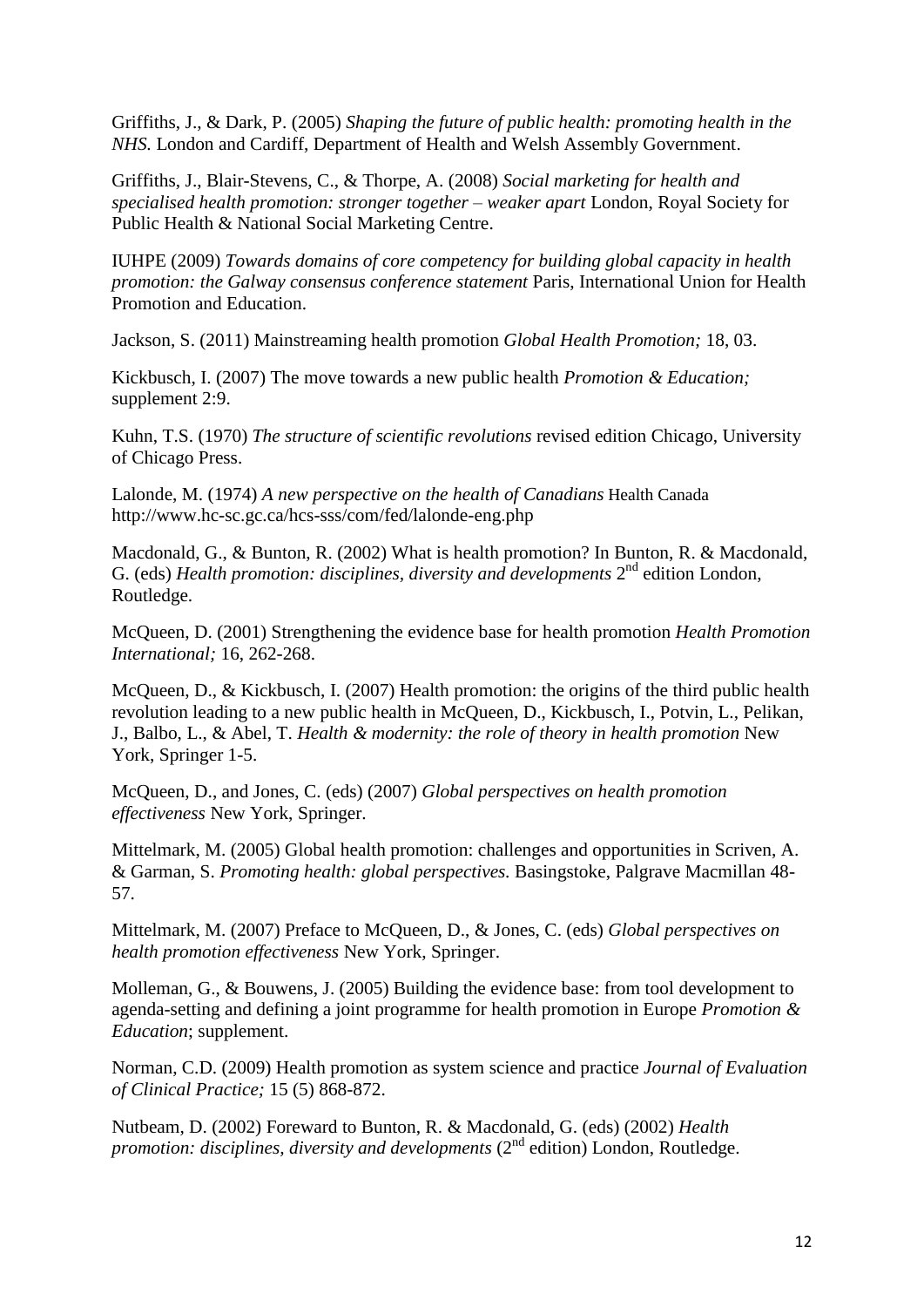Griffiths, J., & Dark, P. (2005) *Shaping the future of public health: promoting health in the NHS.* London and Cardiff, Department of Health and Welsh Assembly Government.

Griffiths, J., Blair-Stevens, C., & Thorpe, A. (2008) *Social marketing for health and specialised health promotion: stronger together – weaker apart* London, Royal Society for Public Health & National Social Marketing Centre.

IUHPE (2009) *Towards domains of core competency for building global capacity in health promotion: the Galway consensus conference statement* Paris, International Union for Health Promotion and Education.

Jackson, S. (2011) Mainstreaming health promotion *Global Health Promotion;* 18, 03.

Kickbusch, I. (2007) The move towards a new public health *Promotion & Education;* supplement 2:9.

Kuhn, T.S. (1970) *The structure of scientific revolutions* revised edition Chicago, University of Chicago Press.

Lalonde, M. (1974) *A new perspective on the health of Canadians* Health Canada http://www.hc-sc.gc.ca/hcs-sss/com/fed/lalonde-eng.php

Macdonald, G., & Bunton, R. (2002) What is health promotion? In Bunton, R. & Macdonald, G. (eds) *Health promotion: disciplines, diversity and developments* 2nd edition London, Routledge.

McQueen, D. (2001) Strengthening the evidence base for health promotion *Health Promotion International;* 16, 262-268.

McQueen, D., & Kickbusch, I. (2007) Health promotion: the origins of the third public health revolution leading to a new public health in McQueen, D., Kickbusch, I., Potvin, L., Pelikan, J., Balbo, L., & Abel, T. *Health & modernity: the role of theory in health promotion* New York, Springer 1-5.

McQueen, D., and Jones, C. (eds) (2007) *Global perspectives on health promotion effectiveness* New York, Springer.

Mittelmark, M. (2005) Global health promotion: challenges and opportunities in Scriven, A. & Garman, S. *Promoting health: global perspectives.* Basingstoke, Palgrave Macmillan 48-57.

Mittelmark, M. (2007) Preface to McQueen, D., & Jones, C. (eds) *Global perspectives on health promotion effectiveness* New York, Springer.

Molleman, G., & Bouwens, J. (2005) Building the evidence base: from tool development to agenda-setting and defining a joint programme for health promotion in Europe *Promotion & Education*; supplement.

Norman, C.D. (2009) Health promotion as system science and practice *Journal of Evaluation of Clinical Practice;* 15 (5) 868-872.

Nutbeam, D. (2002) Foreward to Bunton, R. & Macdonald, G. (eds) (2002) *Health promotion: disciplines, diversity and developments* (2nd edition) London, Routledge.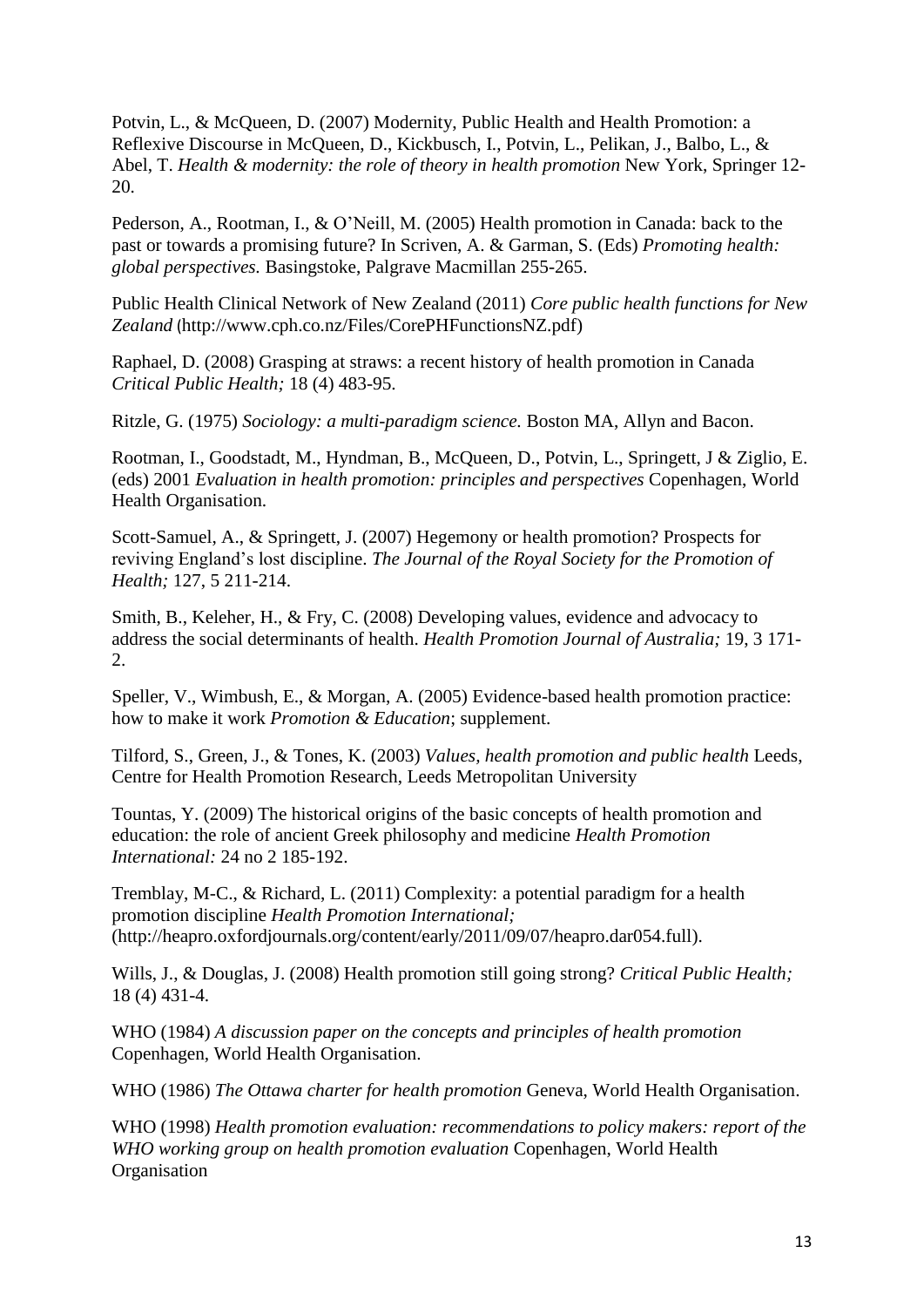Potvin, L., & McQueen, D. (2007) Modernity, Public Health and Health Promotion: a Reflexive Discourse in McQueen, D., Kickbusch, I., Potvin, L., Pelikan, J., Balbo, L., & Abel, T. *Health & modernity: the role of theory in health promotion* New York, Springer 12-20.

Pederson, A., Rootman, I., & O'Neill, M. (2005) Health promotion in Canada: back to the past or towards a promising future? In Scriven, A. & Garman, S. (Eds) *Promoting health: global perspectives.* Basingstoke, Palgrave Macmillan 255-265.

Public Health Clinical Network of New Zealand (2011) *Core public health functions for New Zealand* (http://www.cph.co.nz/Files/CorePHFunctionsNZ.pdf)

Raphael, D. (2008) Grasping at straws: a recent history of health promotion in Canada *Critical Public Health;* 18 (4) 483-95.

Ritzle, G. (1975) *Sociology: a multi-paradigm science.* Boston MA, Allyn and Bacon.

Rootman, I., Goodstadt, M., Hyndman, B., McQueen, D., Potvin, L., Springett, J & Ziglio, E. (eds) 2001 *Evaluation in health promotion: principles and perspectives* Copenhagen, World Health Organisation.

Scott-Samuel, A., & Springett, J. (2007) Hegemony or health promotion? Prospects for reviving England's lost discipline. *The Journal of the Royal Society for the Promotion of Health;* 127, 5 211-214.

Smith, B., Keleher, H., & Fry, C. (2008) Developing values, evidence and advocacy to address the social determinants of health. *Health Promotion Journal of Australia;* 19, 3 171-2.

Speller, V., Wimbush, E., & Morgan, A. (2005) Evidence-based health promotion practice: how to make it work *Promotion & Education*; supplement.

Tilford, S., Green, J., & Tones, K. (2003) *Values, health promotion and public health* Leeds, Centre for Health Promotion Research, Leeds Metropolitan University

Tountas, Y. (2009) The historical origins of the basic concepts of health promotion and education: the role of ancient Greek philosophy and medicine *Health Promotion International:* 24 no 2 185-192.

Tremblay, M-C., & Richard, L. (2011) Complexity: a potential paradigm for a health promotion discipline *Health Promotion International;* (http://heapro.oxfordjournals.org/content/early/2011/09/07/heapro.dar054.full).

Wills, J., & Douglas, J. (2008) Health promotion still going strong? *Critical Public Health;* 18 (4) 431-4.

WHO (1984) *A discussion paper on the concepts and principles of health promotion* Copenhagen, World Health Organisation.

WHO (1986) *The Ottawa charter for health promotion* Geneva, World Health Organisation.

WHO (1998) *Health promotion evaluation: recommendations to policy makers: report of the WHO working group on health promotion evaluation* Copenhagen, World Health Organisation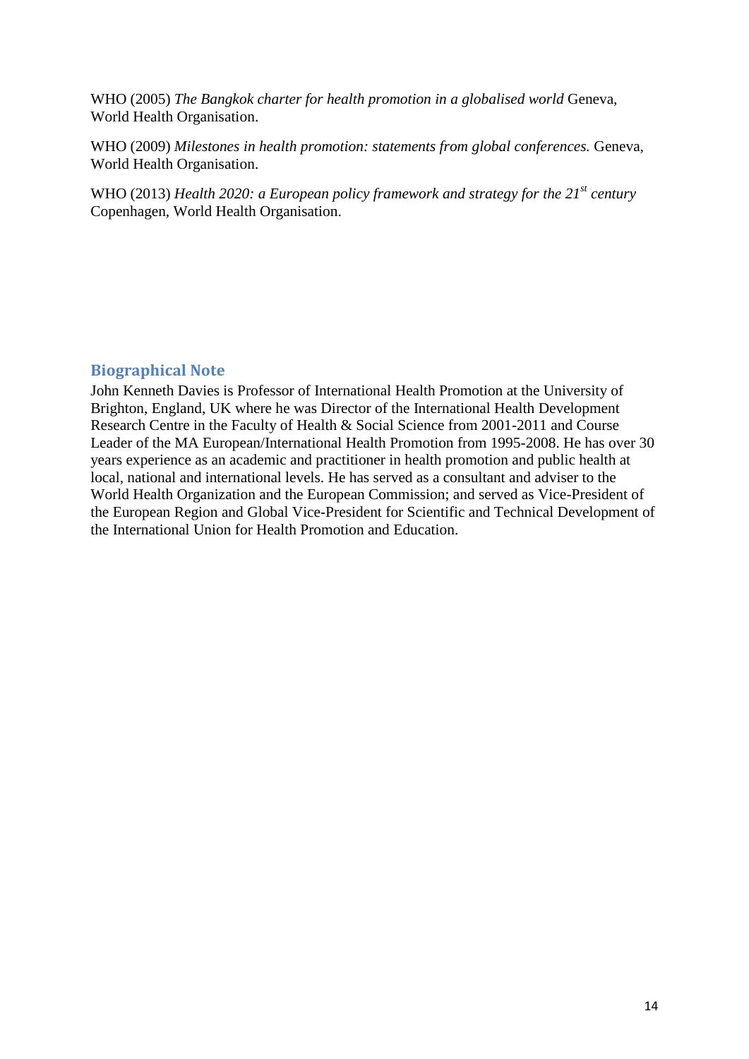WHO (2005) *The Bangkok charter for health promotion in a globalised world* Geneva, World Health Organisation.

WHO (2009) *Milestones in health promotion: statements from global conferences.* Geneva, World Health Organisation.

WHO (2013) *Health 2020: a European policy framework and strategy for the 21st century* Copenhagen, World Health Organisation.

## Biographical Note

John Kenneth Davies is Professor of International Health Promotion at the University of Brighton, England, UK where he was Director of the International Health Development Research Centre in the Faculty of Health & Social Science from 2001-2011 and Course Leader of the MA European/International Health Promotion from 1995-2008. He has over 30 years experience as an academic and practitioner in health promotion and public health at local, national and international levels. He has served as a consultant and adviser to the World Health Organization and the European Commission; and served as Vice-President of the European Region and Global Vice-President for Scientific and Technical Development of the International Union for Health Promotion and Education.